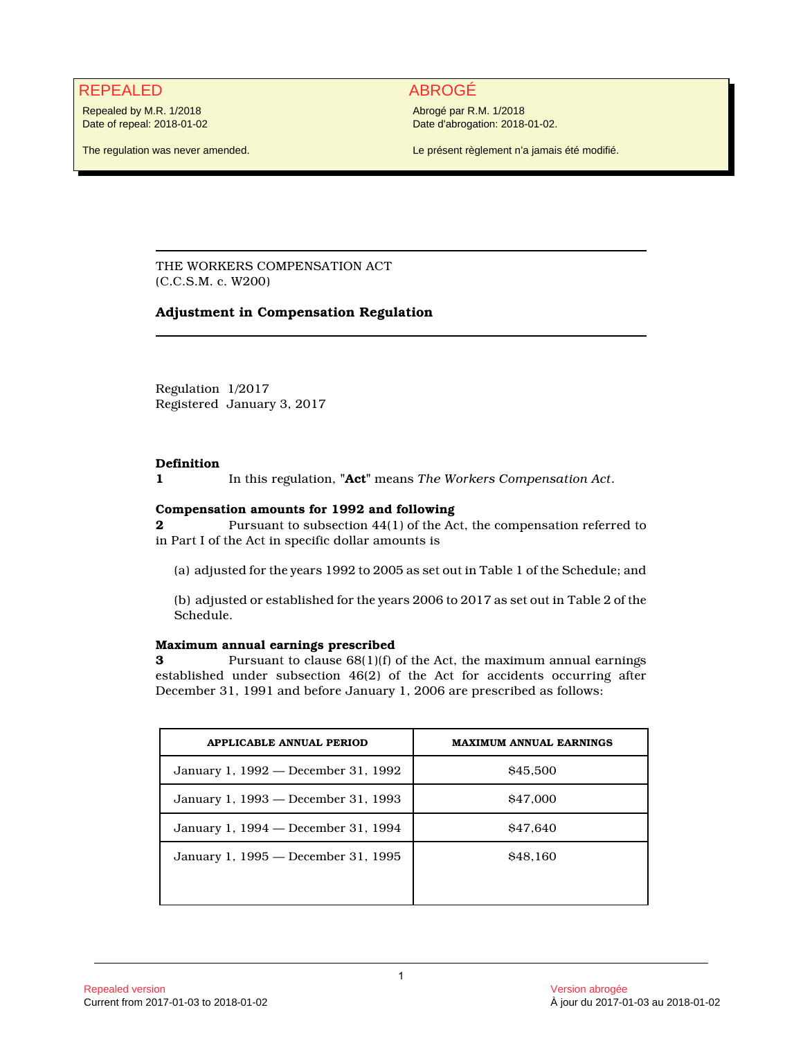**REPEALED**

Repealed by M.R. 1/2018
Date of repeal: 2018-01-02

The regulation was never amended.

**ABROGÉ**

Abrogé par R.M. 1/2018
Date d'abrogation: 2018-01-02.

Le présent règlement n'a jamais été modifié.

---

THE WORKERS COMPENSATION ACT
(C.C.S.M. c. W200)

# Adjustment in Compensation Regulation

---

Regulation 1/2017
Registered January 3, 2017

**Definition**

**1** In this regulation, "**Act**" means *The Workers Compensation Act*.

**Compensation amounts for 1992 and following**

**2** Pursuant to subsection 44(1) of the Act, the compensation referred to in Part I of the Act in specific dollar amounts is

(a) adjusted for the years 1992 to 2005 as set out in Table 1 of the Schedule; and

(b) adjusted or established for the years 2006 to 2017 as set out in Table 2 of the Schedule.

**Maximum annual earnings prescribed**

**3** Pursuant to clause 68(1)(f) of the Act, the maximum annual earnings established under subsection 46(2) of the Act for accidents occurring after December 31, 1991 and before January 1, 2006 are prescribed as follows:

| APPLICABLE ANNUAL PERIOD | MAXIMUM ANNUAL EARNINGS |
|---|---|
| January 1, 1992 — December 31, 1992 | $45,500 |
| January 1, 1993 — December 31, 1993 | $47,000 |
| January 1, 1994 — December 31, 1994 | $47,640 |
| January 1, 1995 — December 31, 1995 | $48,160 |

Repealed version
Current from 2017-01-03 to 2018-01-02

Version abrogée
À jour du 2017-01-03 au 2018-01-02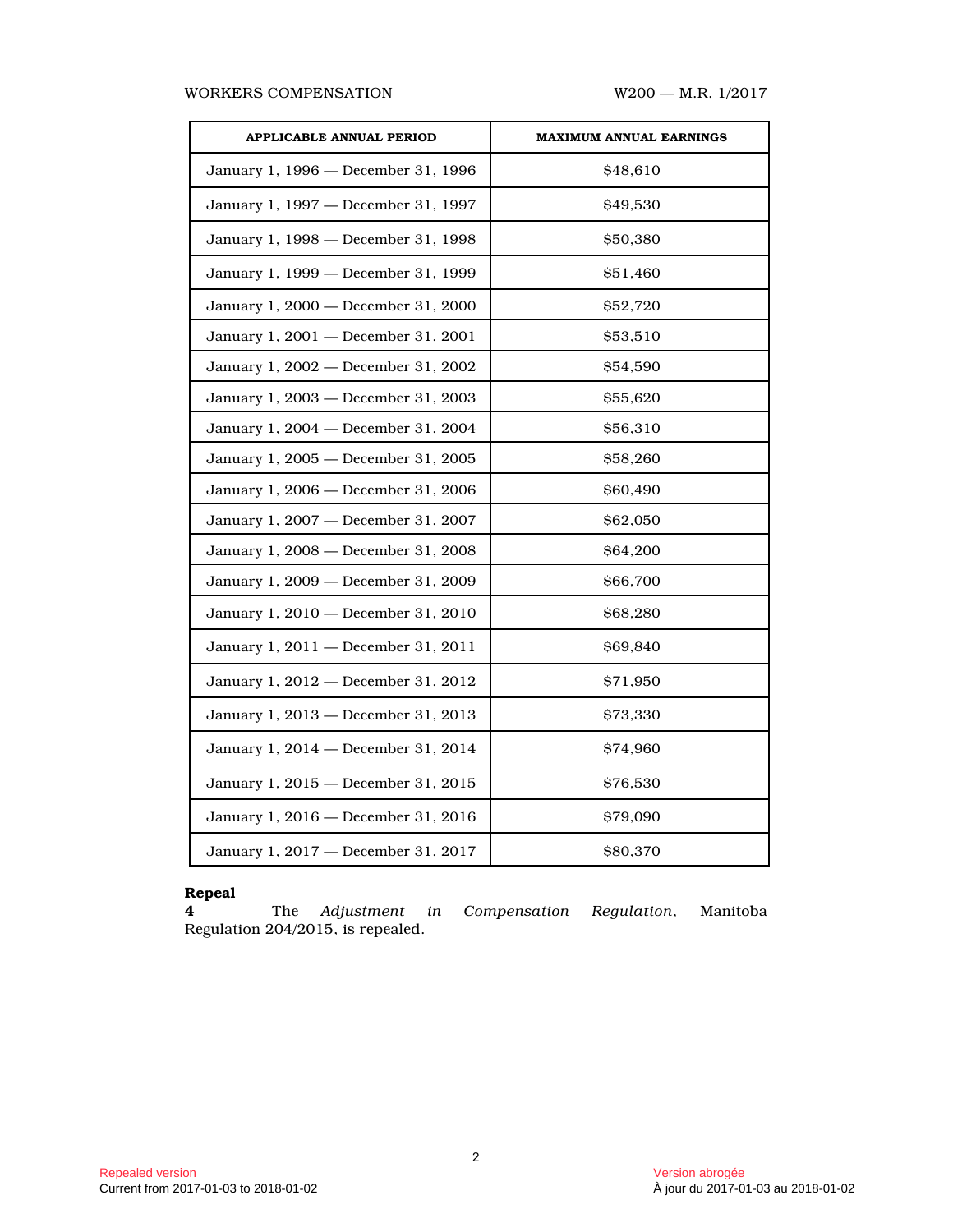| APPLICABLE ANNUAL PERIOD | MAXIMUM ANNUAL EARNINGS |
|---|---|
| January 1, 1996 — December 31, 1996 | $48,610 |
| January 1, 1997 — December 31, 1997 | $49,530 |
| January 1, 1998 — December 31, 1998 | $50,380 |
| January 1, 1999 — December 31, 1999 | $51,460 |
| January 1, 2000 — December 31, 2000 | $52,720 |
| January 1, 2001 — December 31, 2001 | $53,510 |
| January 1, 2002 — December 31, 2002 | $54,590 |
| January 1, 2003 — December 31, 2003 | $55,620 |
| January 1, 2004 — December 31, 2004 | $56,310 |
| January 1, 2005 — December 31, 2005 | $58,260 |
| January 1, 2006 — December 31, 2006 | $60,490 |
| January 1, 2007 — December 31, 2007 | $62,050 |
| January 1, 2008 — December 31, 2008 | $64,200 |
| January 1, 2009 — December 31, 2009 | $66,700 |
| January 1, 2010 — December 31, 2010 | $68,280 |
| January 1, 2011 — December 31, 2011 | $69,840 |
| January 1, 2012 — December 31, 2012 | $71,950 |
| January 1, 2013 — December 31, 2013 | $73,330 |
| January 1, 2014 — December 31, 2014 | $74,960 |
| January 1, 2015 — December 31, 2015 | $76,530 |
| January 1, 2016 — December 31, 2016 | $79,090 |
| January 1, 2017 — December 31, 2017 | $80,370 |

**Repeal**

**4** The *Adjustment in Compensation Regulation*, Manitoba Regulation 204/2015, is repealed.

Repealed version
Current from 2017-01-03 to 2018-01-02

Version abrogée
À jour du 2017-01-03 au 2018-01-02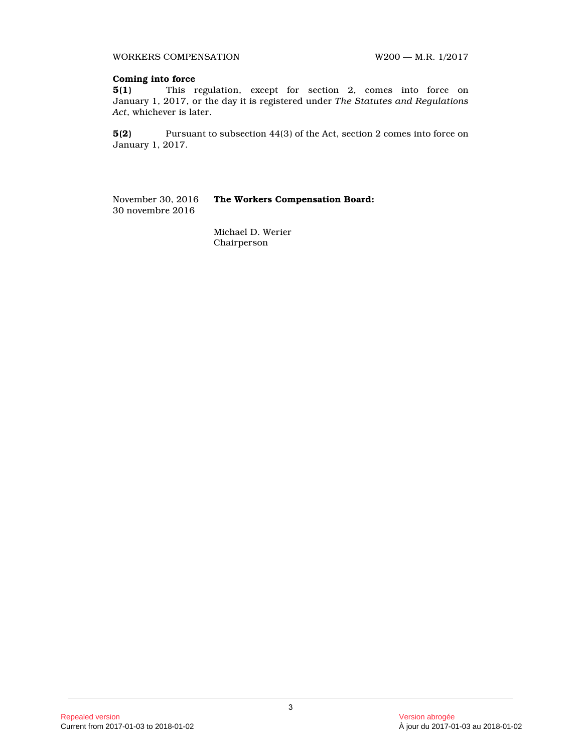**Coming into force**

**5(1)** This regulation, except for section 2, comes into force on January 1, 2017, or the day it is registered under *The Statutes and Regulations Act*, whichever is later.

**5(2)** Pursuant to subsection 44(3) of the Act, section 2 comes into force on January 1, 2017.

November 30, 2016
30 novembre 2016

**The Workers Compensation Board:**

Michael D. Werier
Chairperson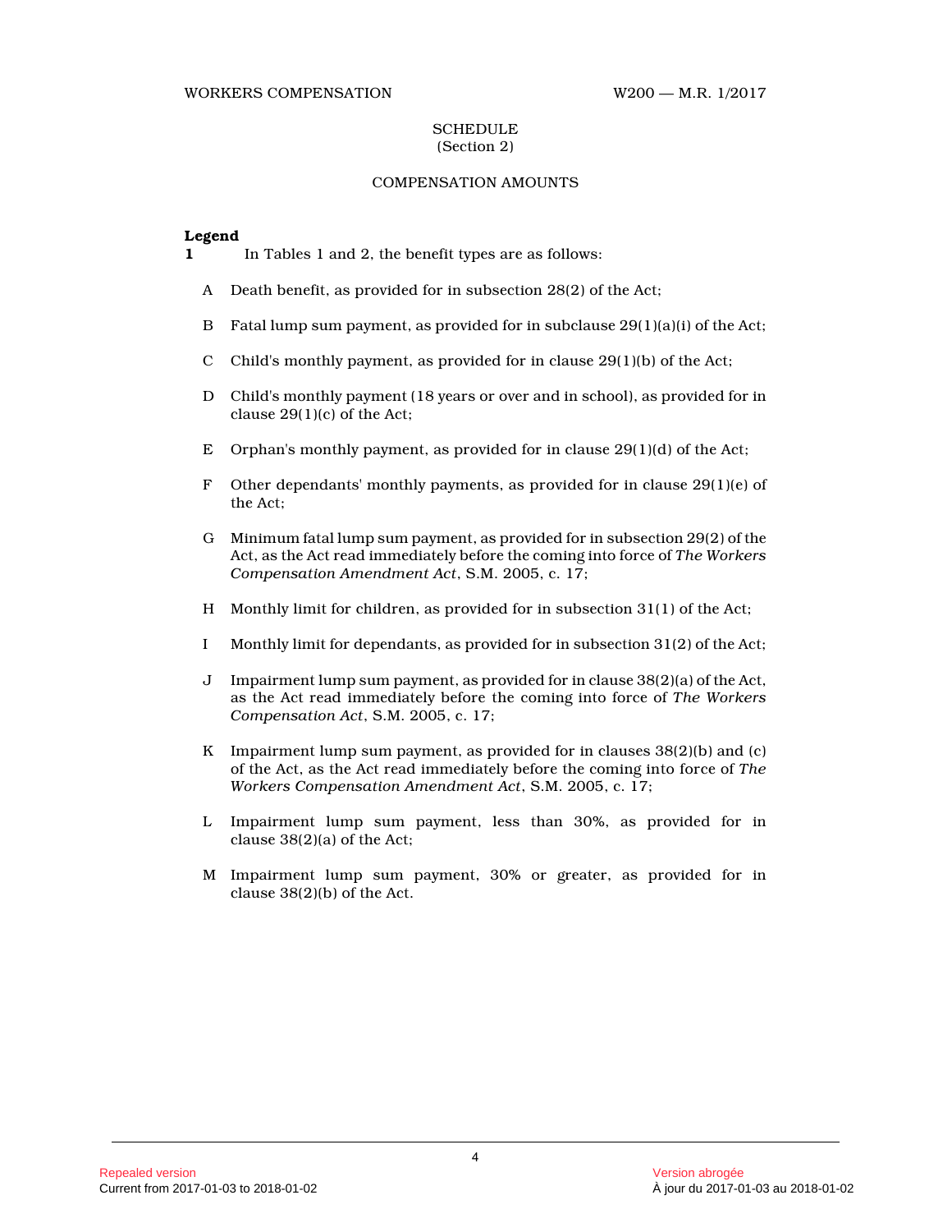## SCHEDULE
(Section 2)

### COMPENSATION AMOUNTS

**Legend**

**1** In Tables 1 and 2, the benefit types are as follows:

A Death benefit, as provided for in subsection 28(2) of the Act;

B Fatal lump sum payment, as provided for in subclause 29(1)(a)(i) of the Act;

C Child's monthly payment, as provided for in clause 29(1)(b) of the Act;

D Child's monthly payment (18 years or over and in school), as provided for in clause 29(1)(c) of the Act;

E Orphan's monthly payment, as provided for in clause 29(1)(d) of the Act;

F Other dependants' monthly payments, as provided for in clause 29(1)(e) of the Act;

G Minimum fatal lump sum payment, as provided for in subsection 29(2) of the Act, as the Act read immediately before the coming into force of *The Workers Compensation Amendment Act*, S.M. 2005, c. 17;

H Monthly limit for children, as provided for in subsection 31(1) of the Act;

I Monthly limit for dependants, as provided for in subsection 31(2) of the Act;

J Impairment lump sum payment, as provided for in clause 38(2)(a) of the Act, as the Act read immediately before the coming into force of *The Workers Compensation Act*, S.M. 2005, c. 17;

K Impairment lump sum payment, as provided for in clauses 38(2)(b) and (c) of the Act, as the Act read immediately before the coming into force of *The Workers Compensation Amendment Act*, S.M. 2005, c. 17;

L Impairment lump sum payment, less than 30%, as provided for in clause 38(2)(a) of the Act;

M Impairment lump sum payment, 30% or greater, as provided for in clause 38(2)(b) of the Act.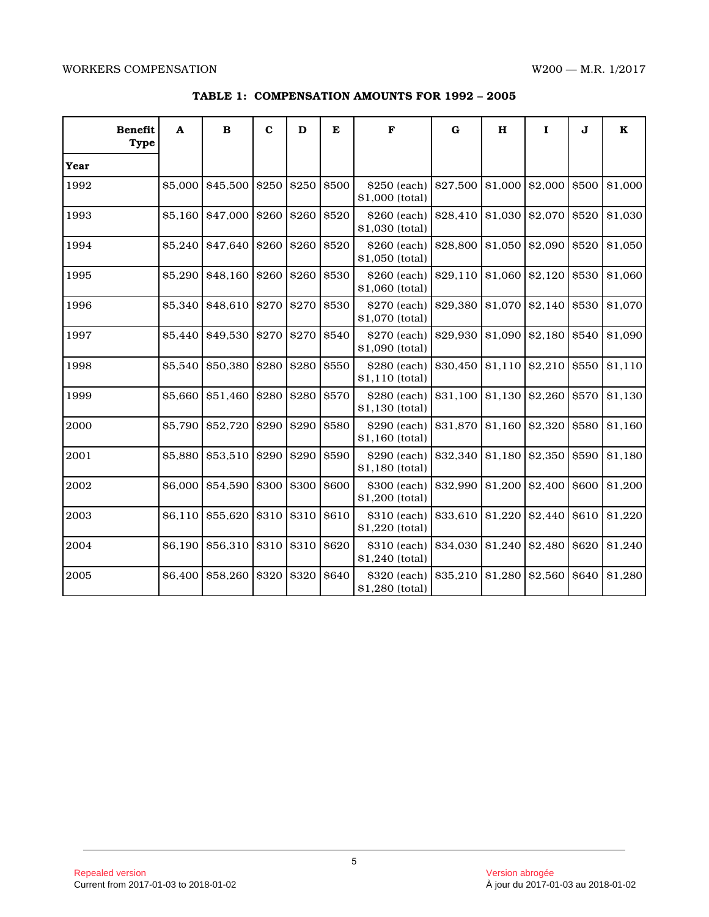### TABLE 1: COMPENSATION AMOUNTS FOR 1992 – 2005

| Benefit Type / Year | A | B | C | D | E | F | G | H | I | J | K |
|---|---|---|---|---|---|---|---|---|---|---|---|
| 1992 | $5,000 | $45,500 | $250 | $250 | $500 | $250 (each) $1,000 (total) | $27,500 | $1,000 | $2,000 | $500 | $1,000 |
| 1993 | $5,160 | $47,000 | $260 | $260 | $520 | $260 (each) $1,030 (total) | $28,410 | $1,030 | $2,070 | $520 | $1,030 |
| 1994 | $5,240 | $47,640 | $260 | $260 | $520 | $260 (each) $1,050 (total) | $28,800 | $1,050 | $2,090 | $520 | $1,050 |
| 1995 | $5,290 | $48,160 | $260 | $260 | $530 | $260 (each) $1,060 (total) | $29,110 | $1,060 | $2,120 | $530 | $1,060 |
| 1996 | $5,340 | $48,610 | $270 | $270 | $530 | $270 (each) $1,070 (total) | $29,380 | $1,070 | $2,140 | $530 | $1,070 |
| 1997 | $5,440 | $49,530 | $270 | $270 | $540 | $270 (each) $1,090 (total) | $29,930 | $1,090 | $2,180 | $540 | $1,090 |
| 1998 | $5,540 | $50,380 | $280 | $280 | $550 | $280 (each) $1,110 (total) | $30,450 | $1,110 | $2,210 | $550 | $1,110 |
| 1999 | $5,660 | $51,460 | $280 | $280 | $570 | $280 (each) $1,130 (total) | $31,100 | $1,130 | $2,260 | $570 | $1,130 |
| 2000 | $5,790 | $52,720 | $290 | $290 | $580 | $290 (each) $1,160 (total) | $31,870 | $1,160 | $2,320 | $580 | $1,160 |
| 2001 | $5,880 | $53,510 | $290 | $290 | $590 | $290 (each) $1,180 (total) | $32,340 | $1,180 | $2,350 | $590 | $1,180 |
| 2002 | $6,000 | $54,590 | $300 | $300 | $600 | $300 (each) $1,200 (total) | $32,990 | $1,200 | $2,400 | $600 | $1,200 |
| 2003 | $6,110 | $55,620 | $310 | $310 | $610 | $310 (each) $1,220 (total) | $33,610 | $1,220 | $2,440 | $610 | $1,220 |
| 2004 | $6,190 | $56,310 | $310 | $310 | $620 | $310 (each) $1,240 (total) | $34,030 | $1,240 | $2,480 | $620 | $1,240 |
| 2005 | $6,400 | $58,260 | $320 | $320 | $640 | $320 (each) $1,280 (total) | $35,210 | $1,280 | $2,560 | $640 | $1,280 |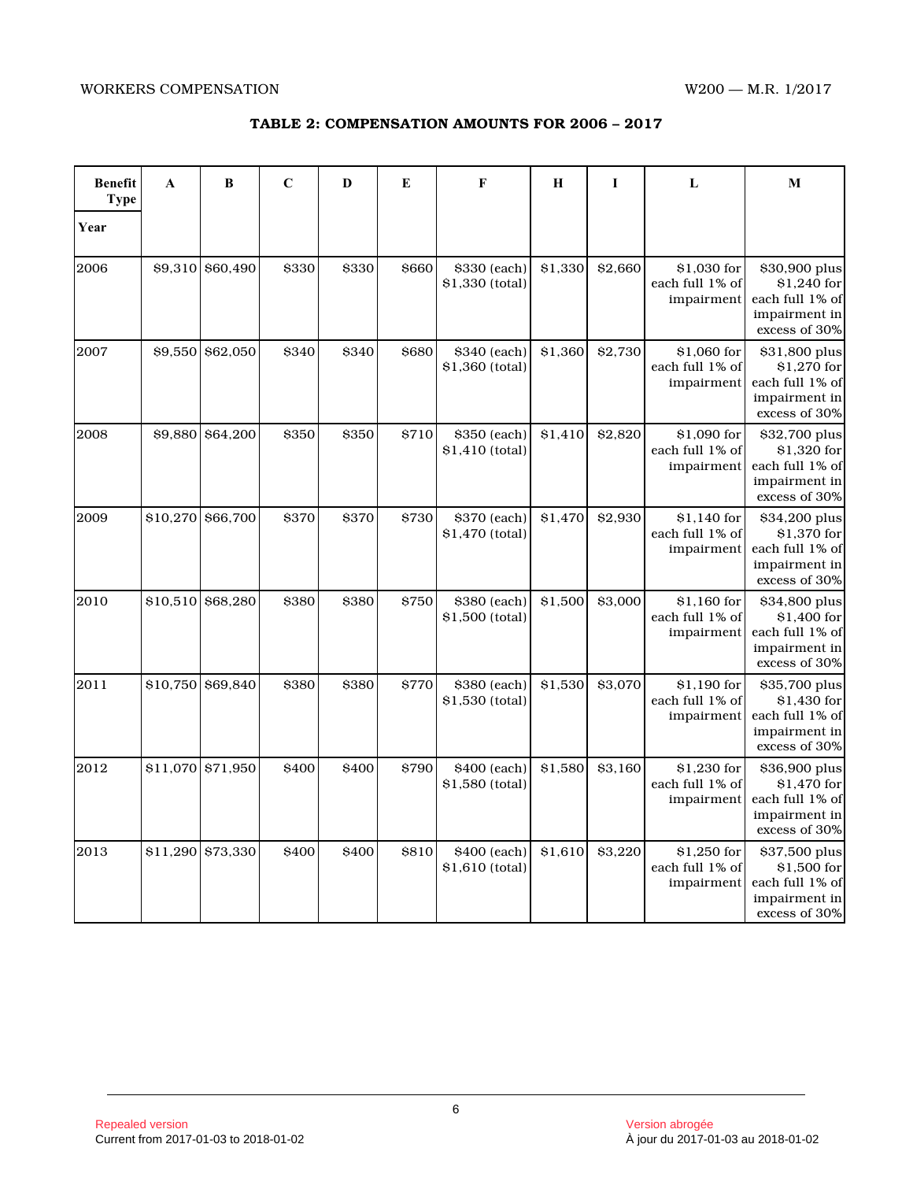## TABLE 2: COMPENSATION AMOUNTS FOR 2006 – 2017

| Benefit Type / Year | A | B | C | D | E | F | H | I | L | M |
|---|---|---|---|---|---|---|---|---|---|---|
| 2006 | $9,310 | $60,490 | $330 | $330 | $660 | $330 (each) $1,330 (total) | $1,330 | $2,660 | $1,030 for each full 1% of impairment | $30,900 plus $1,240 for each full 1% of impairment in excess of 30% |
| 2007 | $9,550 | $62,050 | $340 | $340 | $680 | $340 (each) $1,360 (total) | $1,360 | $2,730 | $1,060 for each full 1% of impairment | $31,800 plus $1,270 for each full 1% of impairment in excess of 30% |
| 2008 | $9,880 | $64,200 | $350 | $350 | $710 | $350 (each) $1,410 (total) | $1,410 | $2,820 | $1,090 for each full 1% of impairment | $32,700 plus $1,320 for each full 1% of impairment in excess of 30% |
| 2009 | $10,270 | $66,700 | $370 | $370 | $730 | $370 (each) $1,470 (total) | $1,470 | $2,930 | $1,140 for each full 1% of impairment | $34,200 plus $1,370 for each full 1% of impairment in excess of 30% |
| 2010 | $10,510 | $68,280 | $380 | $380 | $750 | $380 (each) $1,500 (total) | $1,500 | $3,000 | $1,160 for each full 1% of impairment | $34,800 plus $1,400 for each full 1% of impairment in excess of 30% |
| 2011 | $10,750 | $69,840 | $380 | $380 | $770 | $380 (each) $1,530 (total) | $1,530 | $3,070 | $1,190 for each full 1% of impairment | $35,700 plus $1,430 for each full 1% of impairment in excess of 30% |
| 2012 | $11,070 | $71,950 | $400 | $400 | $790 | $400 (each) $1,580 (total) | $1,580 | $3,160 | $1,230 for each full 1% of impairment | $36,900 plus $1,470 for each full 1% of impairment in excess of 30% |
| 2013 | $11,290 | $73,330 | $400 | $400 | $810 | $400 (each) $1,610 (total) | $1,610 | $3,220 | $1,250 for each full 1% of impairment | $37,500 plus $1,500 for each full 1% of impairment in excess of 30% |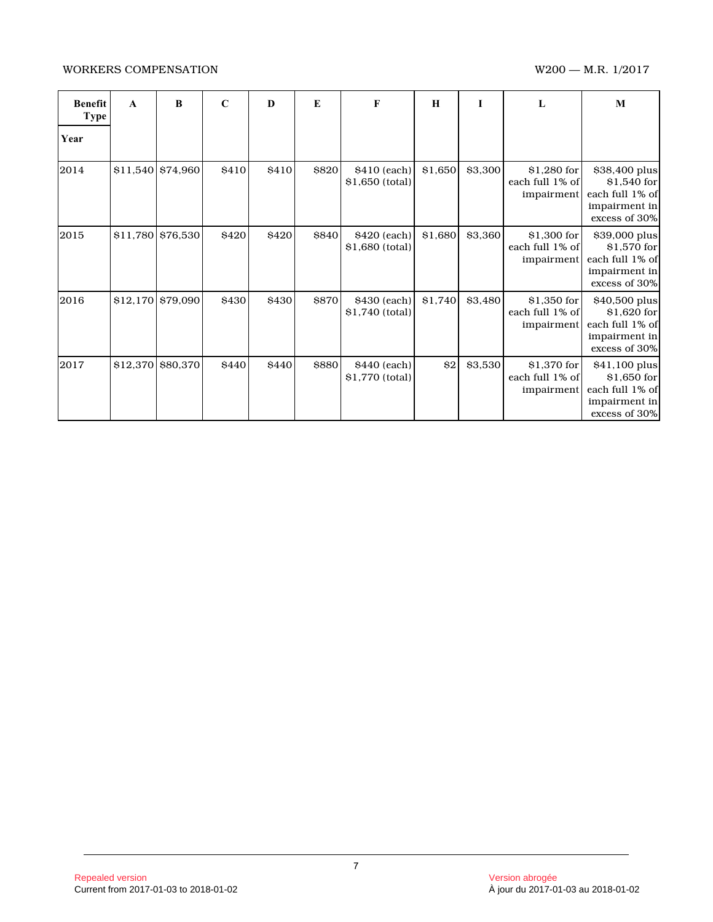| Benefit Type<br>Year | A | B | C | D | E | F | H | I | L | M |
|---|---|---|---|---|---|---|---|---|---|---|
| 2014 | $11,540 | $74,960 | $410 | $410 | $820 | $410 (each) $1,650 (total) | $1,650 | $3,300 | $1,280 for each full 1% of impairment | $38,400 plus $1,540 for each full 1% of impairment in excess of 30% |
| 2015 | $11,780 | $76,530 | $420 | $420 | $840 | $420 (each) $1,680 (total) | $1,680 | $3,360 | $1,300 for each full 1% of impairment | $39,000 plus $1,570 for each full 1% of impairment in excess of 30% |
| 2016 | $12,170 | $79,090 | $430 | $430 | $870 | $430 (each) $1,740 (total) | $1,740 | $3,480 | $1,350 for each full 1% of impairment | $40,500 plus $1,620 for each full 1% of impairment in excess of 30% |
| 2017 | $12,370 | $80,370 | $440 | $440 | $880 | $440 (each) $1,770 (total) | $2 | $3,530 | $1,370 for each full 1% of impairment | $41,100 plus $1,650 for each full 1% of impairment in excess of 30% |